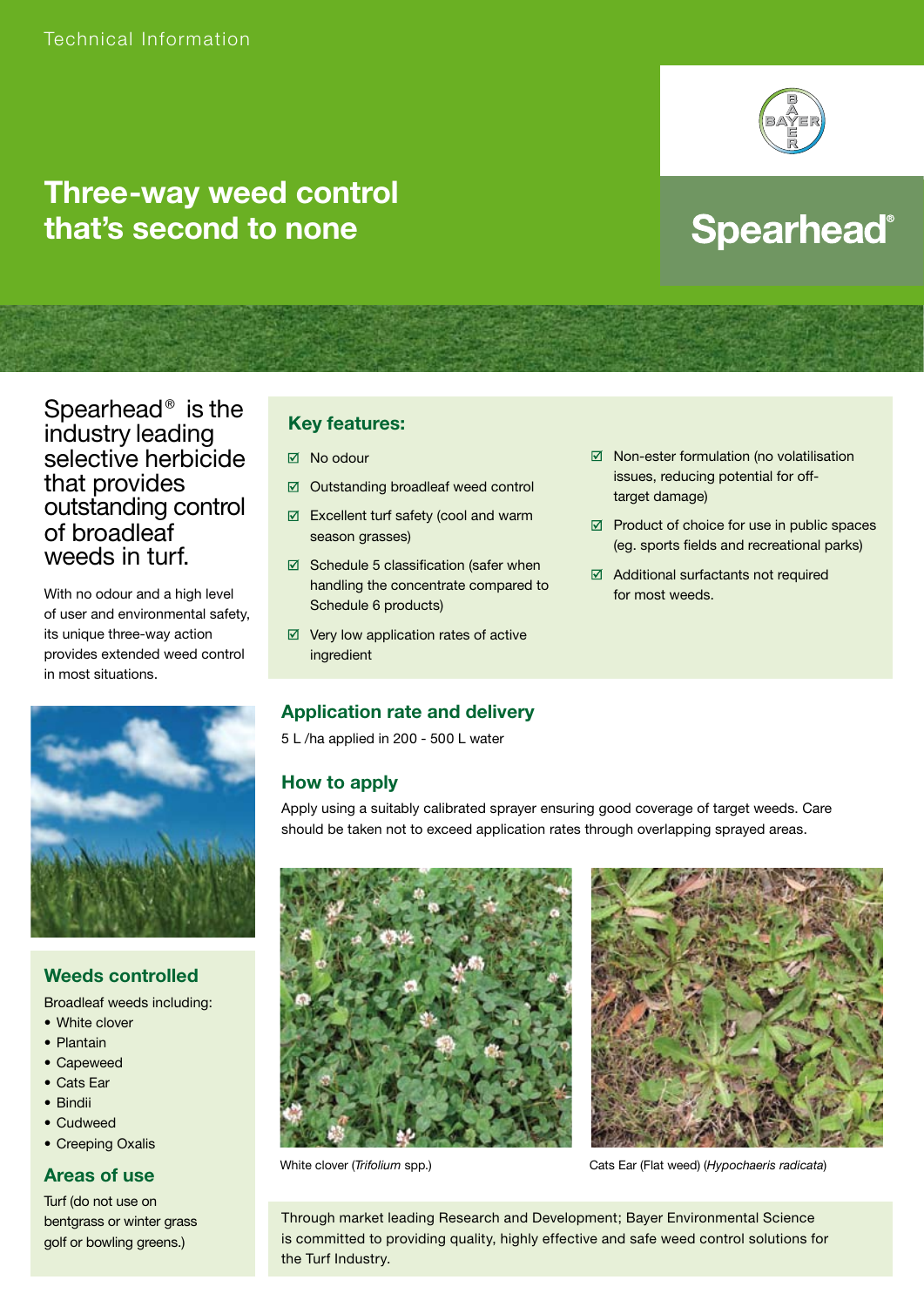Technical Information

# Three-way weed control that's second to none

Spearhead®

## Spearhead® is the industry leading selective herbicide that provides outstanding control of broadleaf weeds in turf.

With no odour and a high level of user and environmental safety, its unique three-way action provides extended weed control in most situations.

### Key features:

- ☑ No odour
- ☑ Outstanding broadleaf weed control
- ☑ Excellent turf safety (cool and warm season grasses)
- ☑ Schedule 5 classification (safer when handling the concentrate compared to Schedule 6 products)
- ☑ Very low application rates of active ingredient
- ☑ Non-ester formulation (no volatilisation issues, reducing potential for off-target damage)
- ☑ Product of choice for use in public spaces (eg. sports fields and recreational parks)
- ☑ Additional surfactants not required for most weeds.

### Application rate and delivery

5 L /ha applied in 200 - 500 L water

### How to apply

Apply using a suitably calibrated sprayer ensuring good coverage of target weeds. Care should be taken not to exceed application rates through overlapping sprayed areas.

White clover (*Trifolium* spp.)

Cats Ear (Flat weed) (*Hypochaeris radicata*)

### Weeds controlled

Broadleaf weeds including:

- White clover
- Plantain
- Capeweed
- Cats Ear
- Bindii
- Cudweed
- Creeping Oxalis

### Areas of use

Turf (do not use on bentgrass or winter grass golf or bowling greens.)

Through market leading Research and Development; Bayer Environmental Science is committed to providing quality, highly effective and safe weed control solutions for the Turf Industry.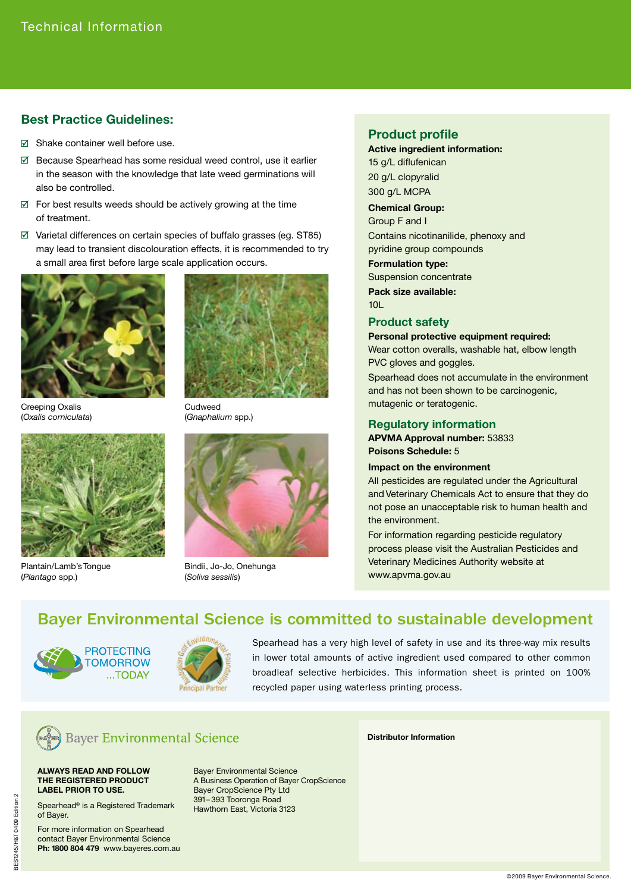Technical Information

## Best Practice Guidelines:

- ☑ Shake container well before use.
- ☑ Because Spearhead has some residual weed control, use it earlier in the season with the knowledge that late weed germinations will also be controlled.
- ☑ For best results weeds should be actively growing at the time of treatment.
- ☑ Varietal differences on certain species of buffalo grasses (eg. ST85) may lead to transient discolouration effects, it is recommended to try a small area first before large scale application occurs.

Creeping Oxalis
(*Oxalis corniculata*)

Cudweed
(*Gnaphalium* spp.)

Plantain/Lamb's Tongue
(*Plantago* spp.)

Bindii, Jo-Jo, Onehunga
(*Soliva sessilis*)

## Product profile

**Active ingredient information:**

15 g/L diflufenican

20 g/L clopyralid

300 g/L MCPA

**Chemical Group:**

Group F and I

Contains nicotinanilide, phenoxy and pyridine group compounds

**Formulation type:**

Suspension concentrate

**Pack size available:**

10L

## Product safety

**Personal protective equipment required:**

Wear cotton overalls, washable hat, elbow length PVC gloves and goggles.

Spearhead does not accumulate in the environment and has not been shown to be carcinogenic, mutagenic or teratogenic.

## Regulatory information

**APVMA Approval number:** 53833

**Poisons Schedule:** 5

**Impact on the environment**

All pesticides are regulated under the Agricultural and Veterinary Chemicals Act to ensure that they do not pose an unacceptable risk to human health and the environment.

For information regarding pesticide regulatory process please visit the Australian Pesticides and Veterinary Medicines Authority website at www.apvma.gov.au

## Bayer Environmental Science is committed to sustainable development

PROTECTING TOMORROW ...TODAY

Australian Golf Environmental Foundation Principal Partner

Spearhead has a very high level of safety in use and its three-way mix results in lower total amounts of active ingredient used compared to other common broadleaf selective herbicides. This information sheet is printed on 100% recycled paper using waterless printing process.

Bayer Environmental Science

**ALWAYS READ AND FOLLOW THE REGISTERED PRODUCT LABEL PRIOR TO USE.**

Spearhead® is a Registered Trademark of Bayer.

For more information on Spearhead contact Bayer Environmental Science
**Ph: 1800 804 479** www.bayeres.com.au

Bayer Environmental Science
A Business Operation of Bayer CropScience
Bayer CropScience Pty Ltd
391–393 Tooronga Road
Hawthorn East, Victoria 3123

**Distributor Information**

BES1245/H&T 0409 Edition 2

©2009 Bayer Environmental Science.